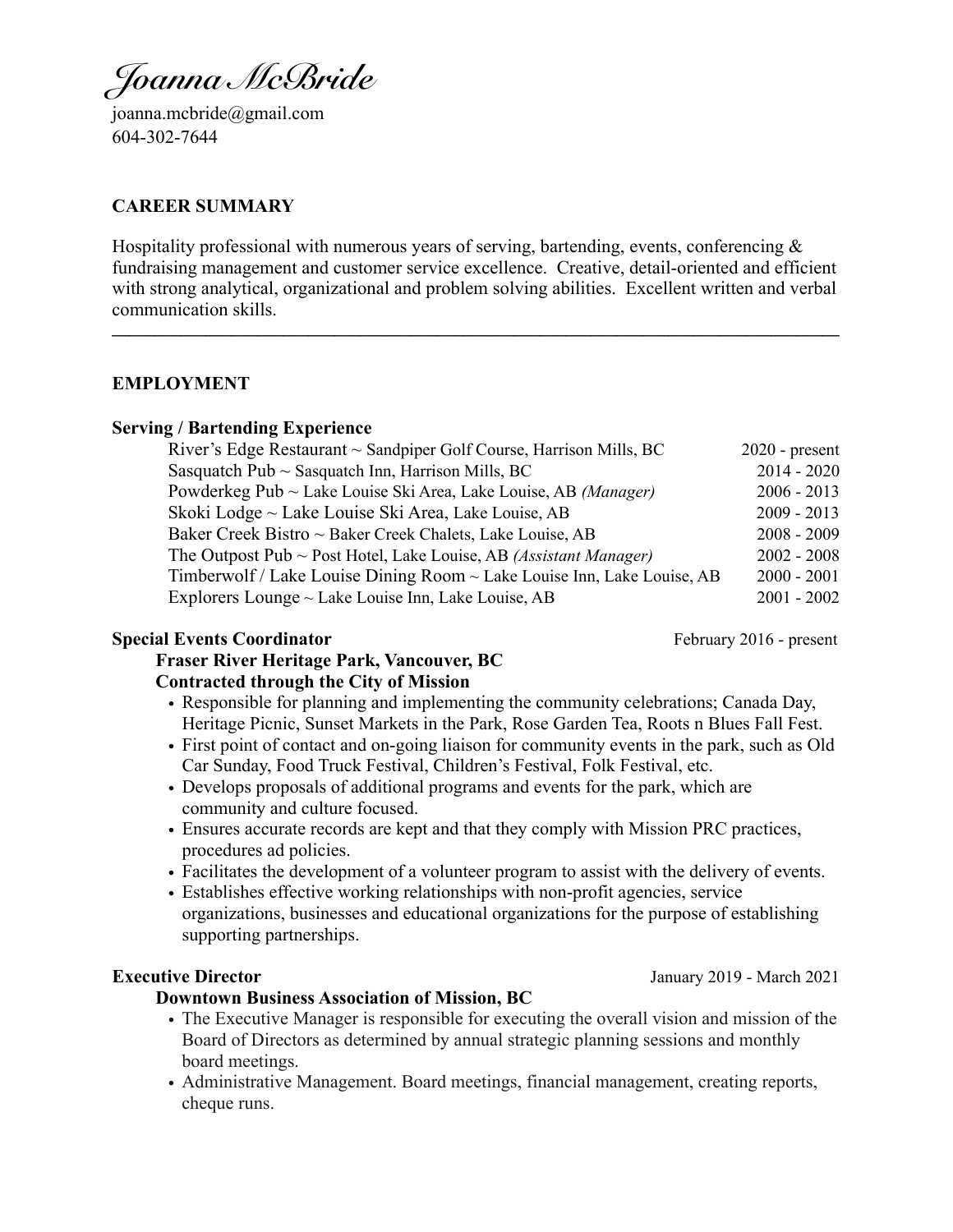# *Joanna McBride*

joanna.mcbride@gmail.com
604-302-7644

## CAREER SUMMARY

Hospitality professional with numerous years of serving, bartending, events, conferencing & fundraising management and customer service excellence. Creative, detail-oriented and efficient with strong analytical, organizational and problem solving abilities. Excellent written and verbal communication skills.

---

## EMPLOYMENT

### Serving / Bartending Experience

| | |
|---|---|
| River's Edge Restaurant ~ Sandpiper Golf Course, Harrison Mills, BC | 2020 - present |
| Sasquatch Pub ~ Sasquatch Inn, Harrison Mills, BC | 2014 - 2020 |
| Powderkeg Pub ~ Lake Louise Ski Area, Lake Louise, AB *(Manager)* | 2006 - 2013 |
| Skoki Lodge ~ Lake Louise Ski Area, Lake Louise, AB | 2009 - 2013 |
| Baker Creek Bistro ~ Baker Creek Chalets, Lake Louise, AB | 2008 - 2009 |
| The Outpost Pub ~ Post Hotel, Lake Louise, AB *(Assistant Manager)* | 2002 - 2008 |
| Timberwolf / Lake Louise Dining Room ~ Lake Louise Inn, Lake Louise, AB | 2000 - 2001 |
| Explorers Lounge ~ Lake Louise Inn, Lake Louise, AB | 2001 - 2002 |

### Special Events Coordinator — February 2016 - present

**Fraser River Heritage Park, Vancouver, BC**
**Contracted through the City of Mission**

- Responsible for planning and implementing the community celebrations; Canada Day, Heritage Picnic, Sunset Markets in the Park, Rose Garden Tea, Roots n Blues Fall Fest.
- First point of contact and on-going liaison for community events in the park, such as Old Car Sunday, Food Truck Festival, Children's Festival, Folk Festival, etc.
- Develops proposals of additional programs and events for the park, which are community and culture focused.
- Ensures accurate records are kept and that they comply with Mission PRC practices, procedures ad policies.
- Facilitates the development of a volunteer program to assist with the delivery of events.
- Establishes effective working relationships with non-profit agencies, service organizations, businesses and educational organizations for the purpose of establishing supporting partnerships.

### Executive Director — January 2019 - March 2021

**Downtown Business Association of Mission, BC**

- The Executive Manager is responsible for executing the overall vision and mission of the Board of Directors as determined by annual strategic planning sessions and monthly board meetings.
- Administrative Management. Board meetings, financial management, creating reports, cheque runs.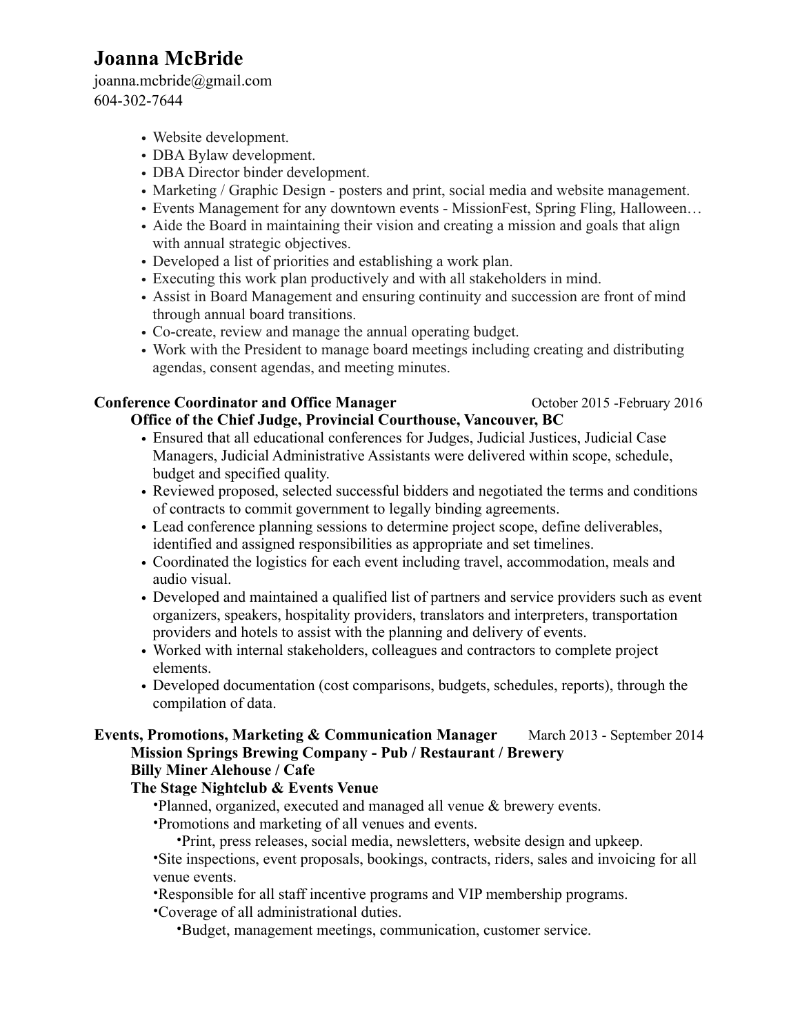# Joanna McBride

joanna.mcbride@gmail.com
604-302-7644

- Website development.
- DBA Bylaw development.
- DBA Director binder development.
- Marketing / Graphic Design - posters and print, social media and website management.
- Events Management for any downtown events - MissionFest, Spring Fling, Halloween…
- Aide the Board in maintaining their vision and creating a mission and goals that align with annual strategic objectives.
- Developed a list of priorities and establishing a work plan.
- Executing this work plan productively and with all stakeholders in mind.
- Assist in Board Management and ensuring continuity and succession are front of mind through annual board transitions.
- Co-create, review and manage the annual operating budget.
- Work with the President to manage board meetings including creating and distributing agendas, consent agendas, and meeting minutes.

**Conference Coordinator and Office Manager** October 2015 -February 2016

**Office of the Chief Judge, Provincial Courthouse, Vancouver, BC**

- Ensured that all educational conferences for Judges, Judicial Justices, Judicial Case Managers, Judicial Administrative Assistants were delivered within scope, schedule, budget and specified quality.
- Reviewed proposed, selected successful bidders and negotiated the terms and conditions of contracts to commit government to legally binding agreements.
- Lead conference planning sessions to determine project scope, define deliverables, identified and assigned responsibilities as appropriate and set timelines.
- Coordinated the logistics for each event including travel, accommodation, meals and audio visual.
- Developed and maintained a qualified list of partners and service providers such as event organizers, speakers, hospitality providers, translators and interpreters, transportation providers and hotels to assist with the planning and delivery of events.
- Worked with internal stakeholders, colleagues and contractors to complete project elements.
- Developed documentation (cost comparisons, budgets, schedules, reports), through the compilation of data.

**Events, Promotions, Marketing & Communication Manager** March 2013 - September 2014

**Mission Springs Brewing Company - Pub / Restaurant / Brewery**
**Billy Miner Alehouse / Cafe**
**The Stage Nightclub & Events Venue**

- Planned, organized, executed and managed all venue & brewery events.
- Promotions and marketing of all venues and events.
  - Print, press releases, social media, newsletters, website design and upkeep.
- Site inspections, event proposals, bookings, contracts, riders, sales and invoicing for all venue events.
- Responsible for all staff incentive programs and VIP membership programs.
- Coverage of all administrational duties.
  - Budget, management meetings, communication, customer service.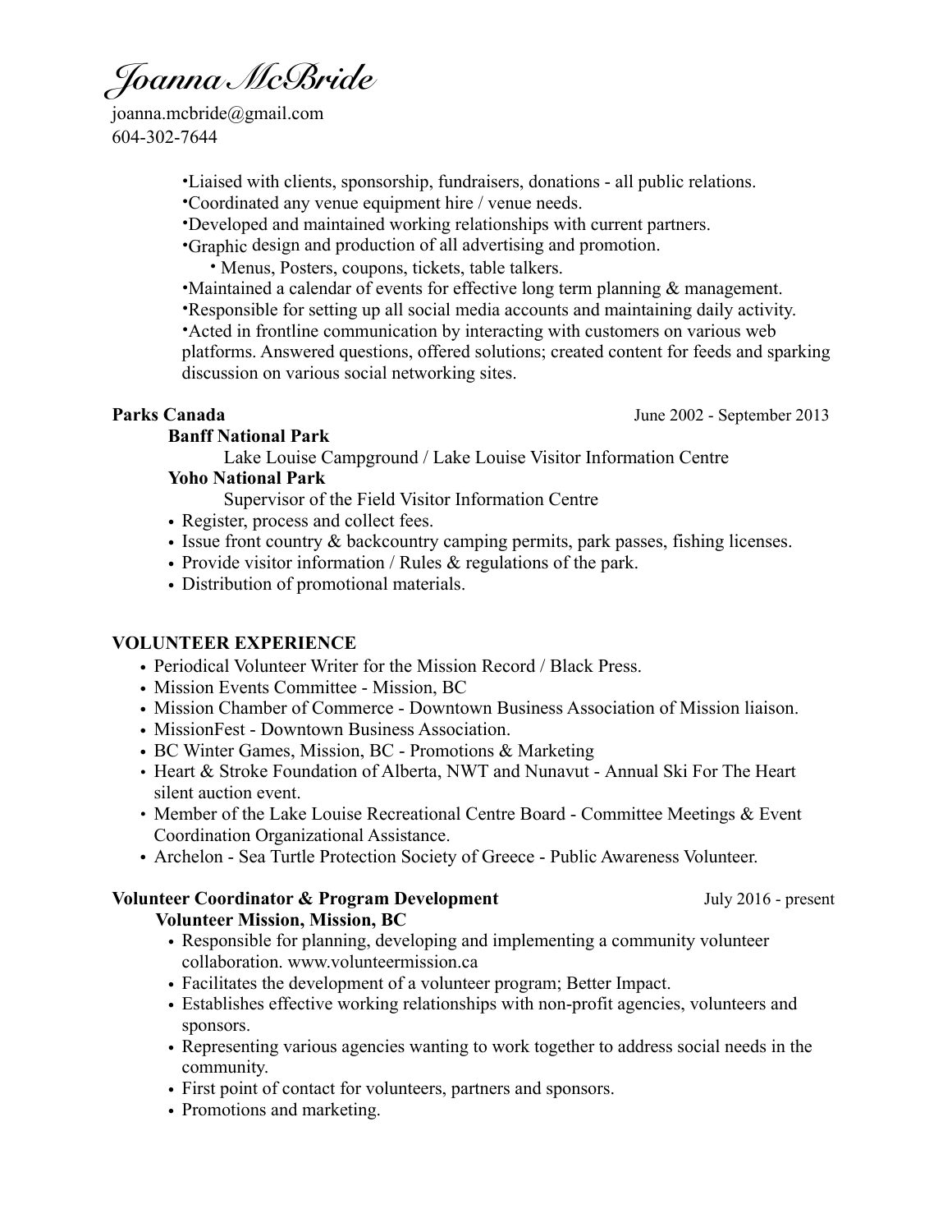*Joanna McBride*

joanna.mcbride@gmail.com
604-302-7644

- Liaised with clients, sponsorship, fundraisers, donations - all public relations.
- Coordinated any venue equipment hire / venue needs.
- Developed and maintained working relationships with current partners.
- Graphic design and production of all advertising and promotion.
  - Menus, Posters, coupons, tickets, table talkers.
- Maintained a calendar of events for effective long term planning & management.
- Responsible for setting up all social media accounts and maintaining daily activity.
- Acted in frontline communication by interacting with customers on various web platforms. Answered questions, offered solutions; created content for feeds and sparking discussion on various social networking sites.

**Parks Canada** June 2002 - September 2013

**Banff National Park**

Lake Louise Campground / Lake Louise Visitor Information Centre

**Yoho National Park**

Supervisor of the Field Visitor Information Centre

- Register, process and collect fees.
- Issue front country & backcountry camping permits, park passes, fishing licenses.
- Provide visitor information / Rules & regulations of the park.
- Distribution of promotional materials.

## VOLUNTEER EXPERIENCE

- Periodical Volunteer Writer for the Mission Record / Black Press.
- Mission Events Committee - Mission, BC
- Mission Chamber of Commerce - Downtown Business Association of Mission liaison.
- MissionFest - Downtown Business Association.
- BC Winter Games, Mission, BC - Promotions & Marketing
- Heart & Stroke Foundation of Alberta, NWT and Nunavut - Annual Ski For The Heart silent auction event.
- Member of the Lake Louise Recreational Centre Board - Committee Meetings & Event Coordination Organizational Assistance.
- Archelon - Sea Turtle Protection Society of Greece - Public Awareness Volunteer.

**Volunteer Coordinator & Program Development** July 2016 - present

**Volunteer Mission, Mission, BC**

- Responsible for planning, developing and implementing a community volunteer collaboration. www.volunteermission.ca
- Facilitates the development of a volunteer program; Better Impact.
- Establishes effective working relationships with non-profit agencies, volunteers and sponsors.
- Representing various agencies wanting to work together to address social needs in the community.
- First point of contact for volunteers, partners and sponsors.
- Promotions and marketing.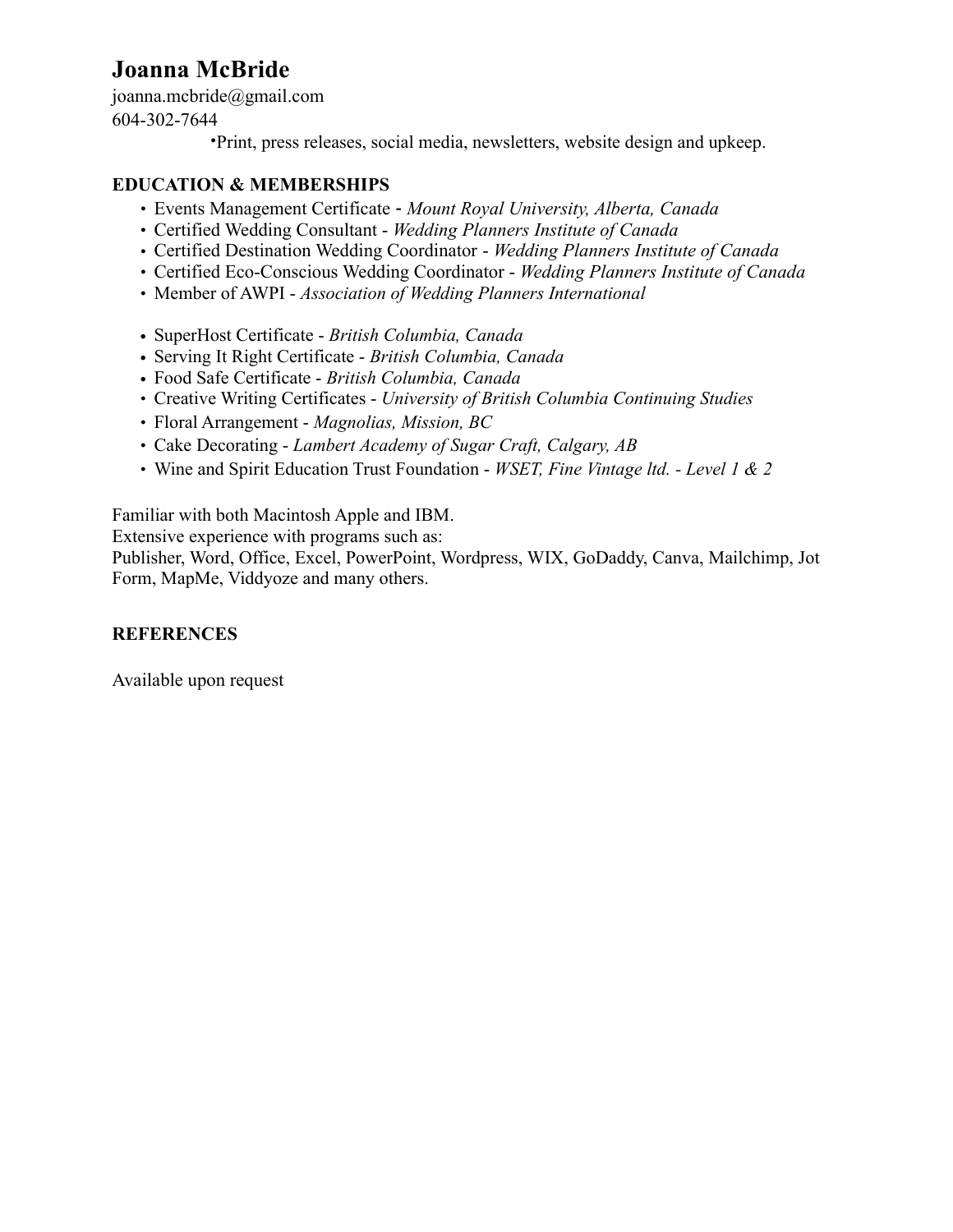# Joanna McBride

joanna.mcbride@gmail.com
604-302-7644

- Print, press releases, social media, newsletters, website design and upkeep.

**EDUCATION & MEMBERSHIPS**

- Events Management Certificate - *Mount Royal University, Alberta, Canada*
- Certified Wedding Consultant - *Wedding Planners Institute of Canada*
- Certified Destination Wedding Coordinator - *Wedding Planners Institute of Canada*
- Certified Eco-Conscious Wedding Coordinator - *Wedding Planners Institute of Canada*
- Member of AWPI - *Association of Wedding Planners International*

- SuperHost Certificate - *British Columbia, Canada*
- Serving It Right Certificate - *British Columbia, Canada*
- Food Safe Certificate - *British Columbia, Canada*
- Creative Writing Certificates - *University of British Columbia Continuing Studies*
- Floral Arrangement - *Magnolias, Mission, BC*
- Cake Decorating - *Lambert Academy of Sugar Craft, Calgary, AB*
- Wine and Spirit Education Trust Foundation - *WSET, Fine Vintage ltd. - Level 1 & 2*

Familiar with both Macintosh Apple and IBM.
Extensive experience with programs such as:
Publisher, Word, Office, Excel, PowerPoint, Wordpress, WIX, GoDaddy, Canva, Mailchimp, Jot Form, MapMe, Viddyoze and many others.

**REFERENCES**

Available upon request